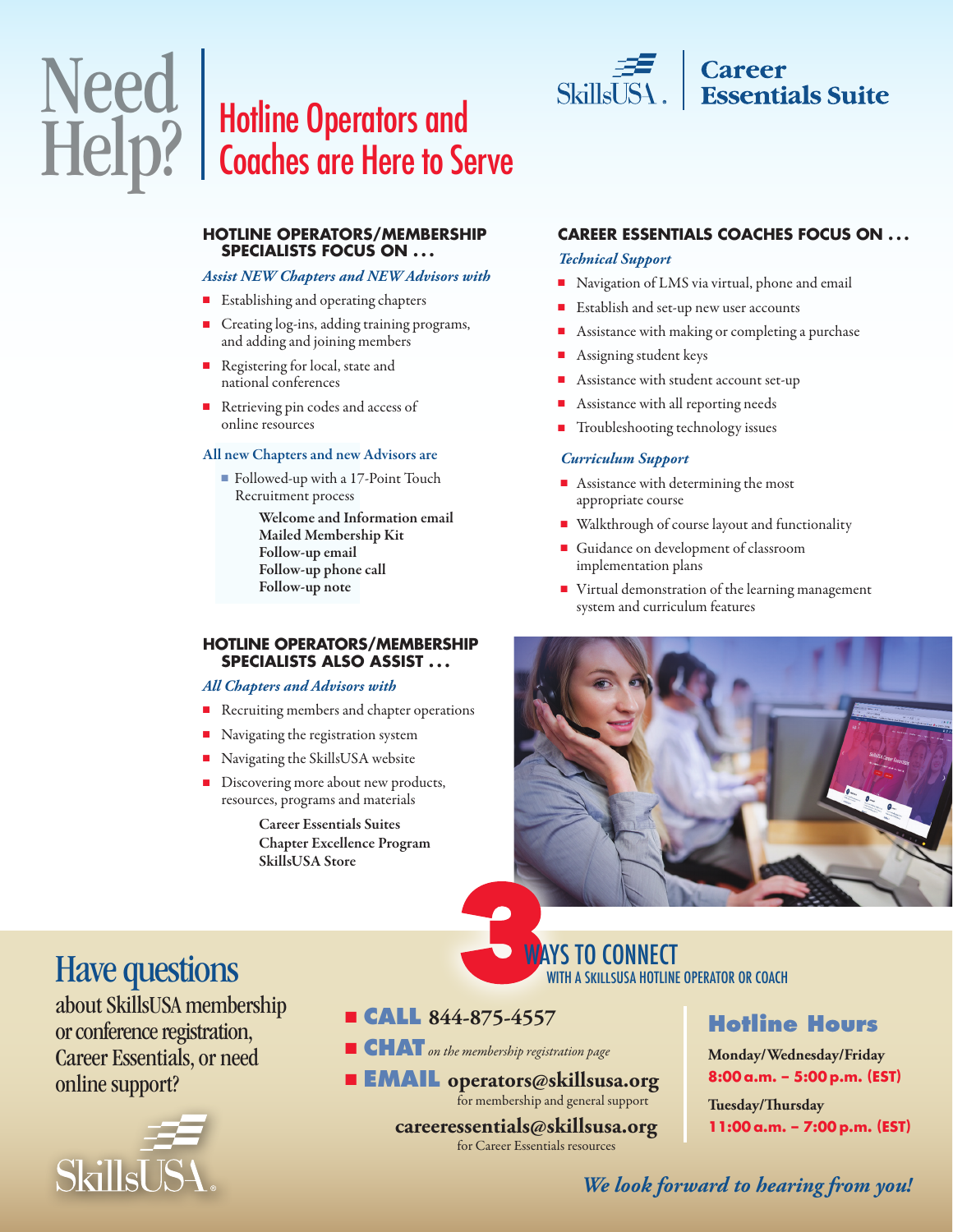# Need Help?

## Hotline Operators and Coaches are Here to Serve

SkillsUSA | Career Essentials Suite

### HOTLINE OPERATORS/MEMBERSHIP SPECIALISTS FOCUS ON . . .

*Assist NEW Chapters and NEW Advisors with*

- Establishing and operating chapters
- Creating log-ins, adding training programs, and adding and joining members
- Registering for local, state and national conferences
- Retrieving pin codes and access of online resources

**All new Chapters and new Advisors are**

- Followed-up with a 17-Point Touch Recruitment process

  **Welcome and Information email**
  **Mailed Membership Kit**
  **Follow-up email**
  **Follow-up phone call**
  **Follow-up note**

### HOTLINE OPERATORS/MEMBERSHIP SPECIALISTS ALSO ASSIST . . .

*All Chapters and Advisors with*

- Recruiting members and chapter operations
- Navigating the registration system
- Navigating the SkillsUSA website
- Discovering more about new products, resources, programs and materials

  **Career Essentials Suites**
  **Chapter Excellence Program**
  **SkillsUSA Store**

### CAREER ESSENTIALS COACHES FOCUS ON . . .

*Technical Support*

- Navigation of LMS via virtual, phone and email
- Establish and set-up new user accounts
- Assistance with making or completing a purchase
- Assigning student keys
- Assistance with student account set-up
- Assistance with all reporting needs
- Troubleshooting technology issues

*Curriculum Support*

- Assistance with determining the most appropriate course
- Walkthrough of course layout and functionality
- Guidance on development of classroom implementation plans
- Virtual demonstration of the learning management system and curriculum features

## Have questions

about SkillsUSA membership or conference registration, Career Essentials, or need online support?

## 3 WAYS TO CONNECT

WITH A SKILLSUSA HOTLINE OPERATOR OR COACH

- **CALL** 844-875-4557
- **CHAT** *on the membership registration page*
- **EMAIL** **operators@skillsusa.org** for membership and general support

  **careeressentials@skillsusa.org** for Career Essentials resources

### Hotline Hours

**Monday/Wednesday/Friday**
**8:00 a.m. – 5:00 p.m. (EST)**

**Tuesday/Thursday**
**11:00 a.m. – 7:00 p.m. (EST)**

***We look forward to hearing from you!***

SkillsUSA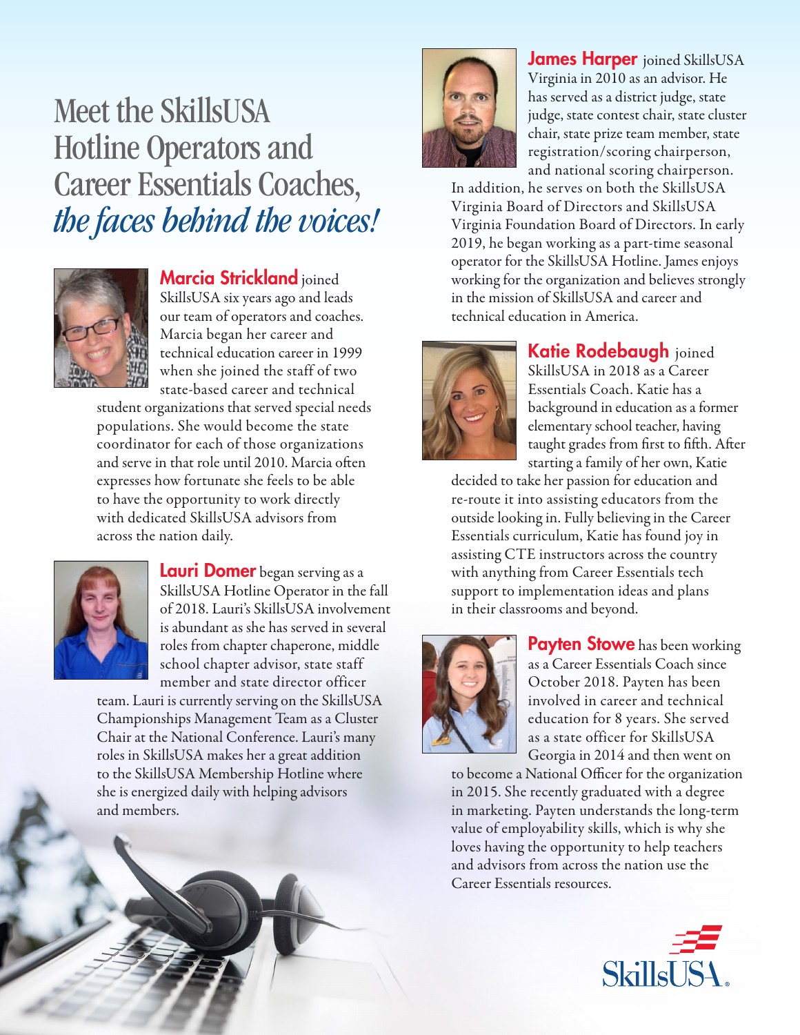# Meet the SkillsUSA Hotline Operators and Career Essentials Coaches, *the faces behind the voices!*

**Marcia Strickland** joined SkillsUSA six years ago and leads our team of operators and coaches. Marcia began her career and technical education career in 1999 when she joined the staff of two state-based career and technical student organizations that served special needs populations. She would become the state coordinator for each of those organizations and serve in that role until 2010. Marcia often expresses how fortunate she feels to be able to have the opportunity to work directly with dedicated SkillsUSA advisors from across the nation daily.

**Lauri Domer** began serving as a SkillsUSA Hotline Operator in the fall of 2018. Lauri's SkillsUSA involvement is abundant as she has served in several roles from chapter chaperone, middle school chapter advisor, state staff member and state director officer team. Lauri is currently serving on the SkillsUSA Championships Management Team as a Cluster Chair at the National Conference. Lauri's many roles in SkillsUSA makes her a great addition to the SkillsUSA Membership Hotline where she is energized daily with helping advisors and members.

**James Harper** joined SkillsUSA Virginia in 2010 as an advisor. He has served as a district judge, state judge, state contest chair, state cluster chair, state prize team member, state registration/scoring chairperson, and national scoring chairperson. In addition, he serves on both the SkillsUSA Virginia Board of Directors and SkillsUSA Virginia Foundation Board of Directors. In early 2019, he began working as a part-time seasonal operator for the SkillsUSA Hotline. James enjoys working for the organization and believes strongly in the mission of SkillsUSA and career and technical education in America.

**Katie Rodebaugh** joined SkillsUSA in 2018 as a Career Essentials Coach. Katie has a background in education as a former elementary school teacher, having taught grades from first to fifth. After starting a family of her own, Katie decided to take her passion for education and re-route it into assisting educators from the outside looking in. Fully believing in the Career Essentials curriculum, Katie has found joy in assisting CTE instructors across the country with anything from Career Essentials tech support to implementation ideas and plans in their classrooms and beyond.

**Payten Stowe** has been working as a Career Essentials Coach since October 2018. Payten has been involved in career and technical education for 8 years. She served as a state officer for SkillsUSA Georgia in 2014 and then went on to become a National Officer for the organization in 2015. She recently graduated with a degree in marketing. Payten understands the long-term value of employability skills, which is why she loves having the opportunity to help teachers and advisors from across the nation use the Career Essentials resources.

SkillsUSA